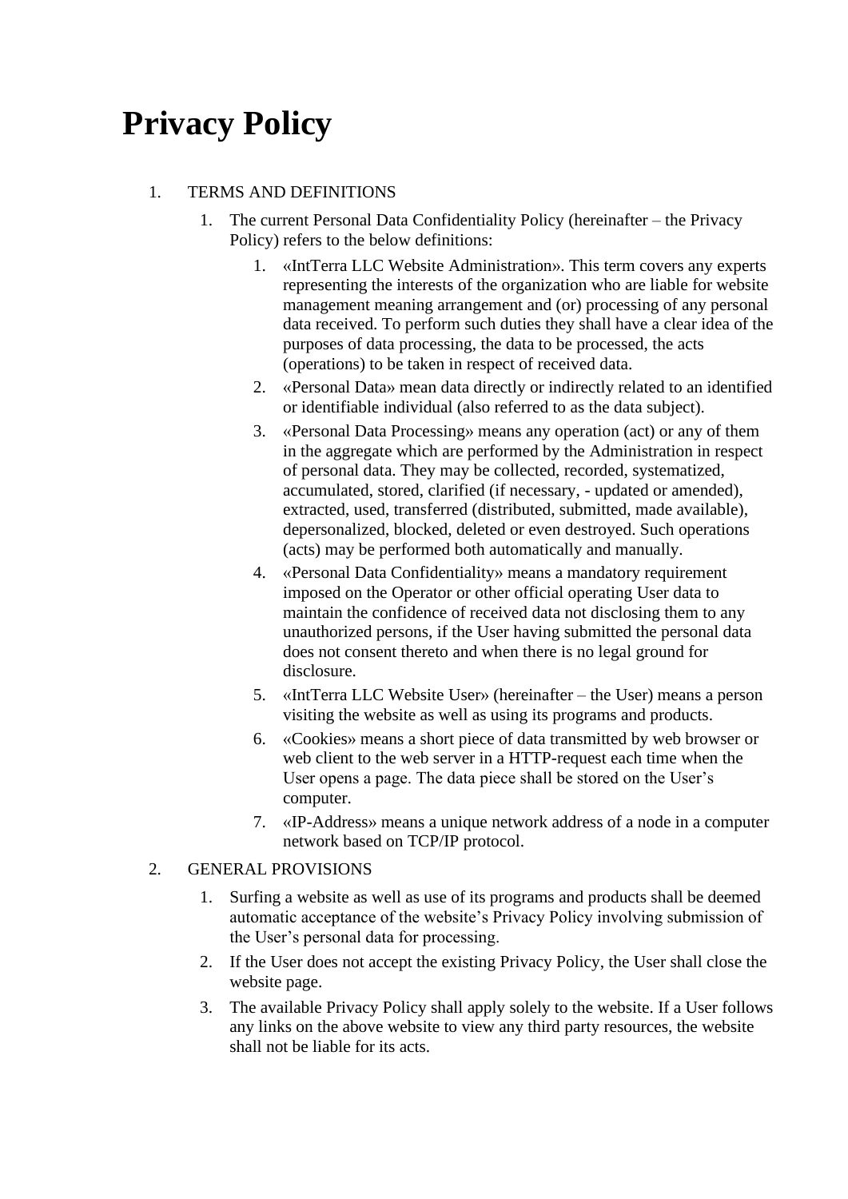# Privacy Policy

1. TERMS AND DEFINITIONS
    1. The current Personal Data Confidentiality Policy (hereinafter – the Privacy Policy) refers to the below definitions:
        1. «IntTerra LLC Website Administration». This term covers any experts representing the interests of the organization who are liable for website management meaning arrangement and (or) processing of any personal data received. To perform such duties they shall have a clear idea of the purposes of data processing, the data to be processed, the acts (operations) to be taken in respect of received data.
        2. «Personal Data» mean data directly or indirectly related to an identified or identifiable individual (also referred to as the data subject).
        3. «Personal Data Processing» means any operation (act) or any of them in the aggregate which are performed by the Administration in respect of personal data. They may be collected, recorded, systematized, accumulated, stored, clarified (if necessary, - updated or amended), extracted, used, transferred (distributed, submitted, made available), depersonalized, blocked, deleted or even destroyed. Such operations (acts) may be performed both automatically and manually.
        4. «Personal Data Confidentiality» means a mandatory requirement imposed on the Operator or other official operating User data to maintain the confidence of received data not disclosing them to any unauthorized persons, if the User having submitted the personal data does not consent thereto and when there is no legal ground for disclosure.
        5. «IntTerra LLC Website User» (hereinafter – the User) means a person visiting the website as well as using its programs and products.
        6. «Cookies» means a short piece of data transmitted by web browser or web client to the web server in a HTTP-request each time when the User opens a page. The data piece shall be stored on the User's computer.
        7. «IP-Address» means a unique network address of a node in a computer network based on TCP/IP protocol.
2. GENERAL PROVISIONS
    1. Surfing a website as well as use of its programs and products shall be deemed automatic acceptance of the website's Privacy Policy involving submission of the User's personal data for processing.
    2. If the User does not accept the existing Privacy Policy, the User shall close the website page.
    3. The available Privacy Policy shall apply solely to the website. If a User follows any links on the above website to view any third party resources, the website shall not be liable for its acts.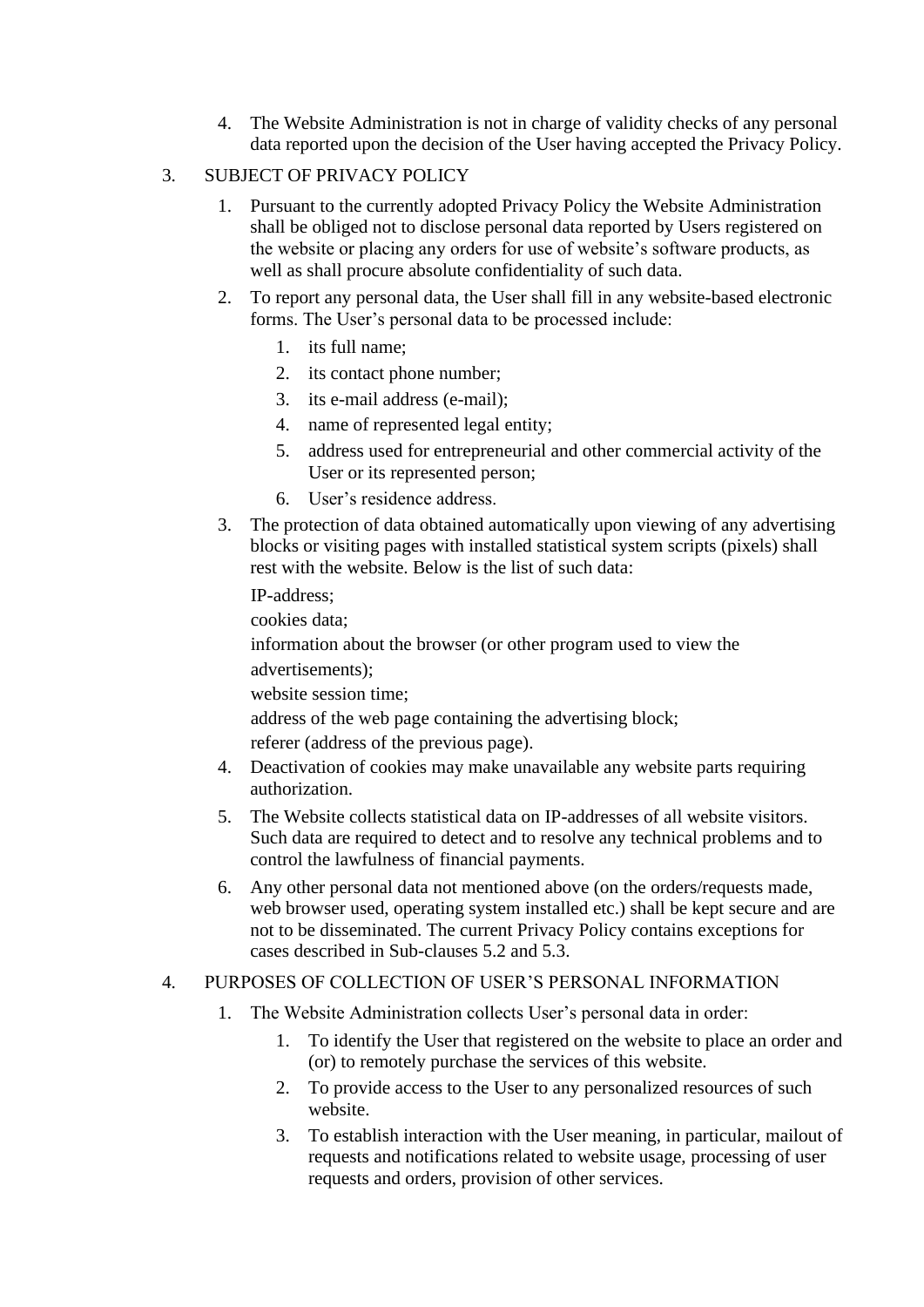4. The Website Administration is not in charge of validity checks of any personal data reported upon the decision of the User having accepted the Privacy Policy.

3. SUBJECT OF PRIVACY POLICY

   1. Pursuant to the currently adopted Privacy Policy the Website Administration shall be obliged not to disclose personal data reported by Users registered on the website or placing any orders for use of website's software products, as well as shall procure absolute confidentiality of such data.
   2. To report any personal data, the User shall fill in any website-based electronic forms. The User's personal data to be processed include:
      1. its full name;
      2. its contact phone number;
      3. its e-mail address (e-mail);
      4. name of represented legal entity;
      5. address used for entrepreneurial and other commercial activity of the User or its represented person;
      6. User's residence address.
   3. The protection of data obtained automatically upon viewing of any advertising blocks or visiting pages with installed statistical system scripts (pixels) shall rest with the website. Below is the list of such data:

      IP-address;

      cookies data;

      information about the browser (or other program used to view the advertisements);

      website session time;

      address of the web page containing the advertising block;

      referer (address of the previous page).
   4. Deactivation of cookies may make unavailable any website parts requiring authorization.
   5. The Website collects statistical data on IP-addresses of all website visitors. Such data are required to detect and to resolve any technical problems and to control the lawfulness of financial payments.
   6. Any other personal data not mentioned above (on the orders/requests made, web browser used, operating system installed etc.) shall be kept secure and are not to be disseminated. The current Privacy Policy contains exceptions for cases described in Sub-clauses 5.2 and 5.3.

4. PURPOSES OF COLLECTION OF USER'S PERSONAL INFORMATION

   1. The Website Administration collects User's personal data in order:
      1. To identify the User that registered on the website to place an order and (or) to remotely purchase the services of this website.
      2. To provide access to the User to any personalized resources of such website.
      3. To establish interaction with the User meaning, in particular, mailout of requests and notifications related to website usage, processing of user requests and orders, provision of other services.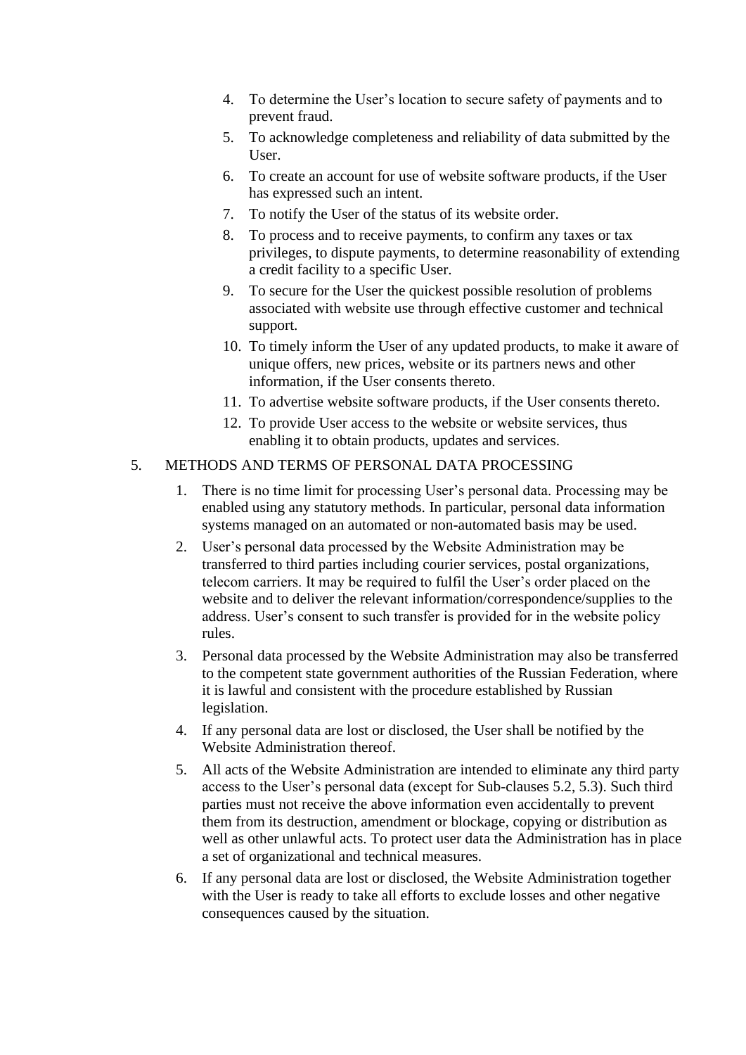4. To determine the User's location to secure safety of payments and to prevent fraud.
5. To acknowledge completeness and reliability of data submitted by the User.
6. To create an account for use of website software products, if the User has expressed such an intent.
7. To notify the User of the status of its website order.
8. To process and to receive payments, to confirm any taxes or tax privileges, to dispute payments, to determine reasonability of extending a credit facility to a specific User.
9. To secure for the User the quickest possible resolution of problems associated with website use through effective customer and technical support.
10. To timely inform the User of any updated products, to make it aware of unique offers, new prices, website or its partners news and other information, if the User consents thereto.
11. To advertise website software products, if the User consents thereto.
12. To provide User access to the website or website services, thus enabling it to obtain products, updates and services.

5. METHODS AND TERMS OF PERSONAL DATA PROCESSING

1. There is no time limit for processing User's personal data. Processing may be enabled using any statutory methods. In particular, personal data information systems managed on an automated or non-automated basis may be used.
2. User's personal data processed by the Website Administration may be transferred to third parties including courier services, postal organizations, telecom carriers. It may be required to fulfil the User's order placed on the website and to deliver the relevant information/correspondence/supplies to the address. User's consent to such transfer is provided for in the website policy rules.
3. Personal data processed by the Website Administration may also be transferred to the competent state government authorities of the Russian Federation, where it is lawful and consistent with the procedure established by Russian legislation.
4. If any personal data are lost or disclosed, the User shall be notified by the Website Administration thereof.
5. All acts of the Website Administration are intended to eliminate any third party access to the User's personal data (except for Sub-clauses 5.2, 5.3). Such third parties must not receive the above information even accidentally to prevent them from its destruction, amendment or blockage, copying or distribution as well as other unlawful acts. To protect user data the Administration has in place a set of organizational and technical measures.
6. If any personal data are lost or disclosed, the Website Administration together with the User is ready to take all efforts to exclude losses and other negative consequences caused by the situation.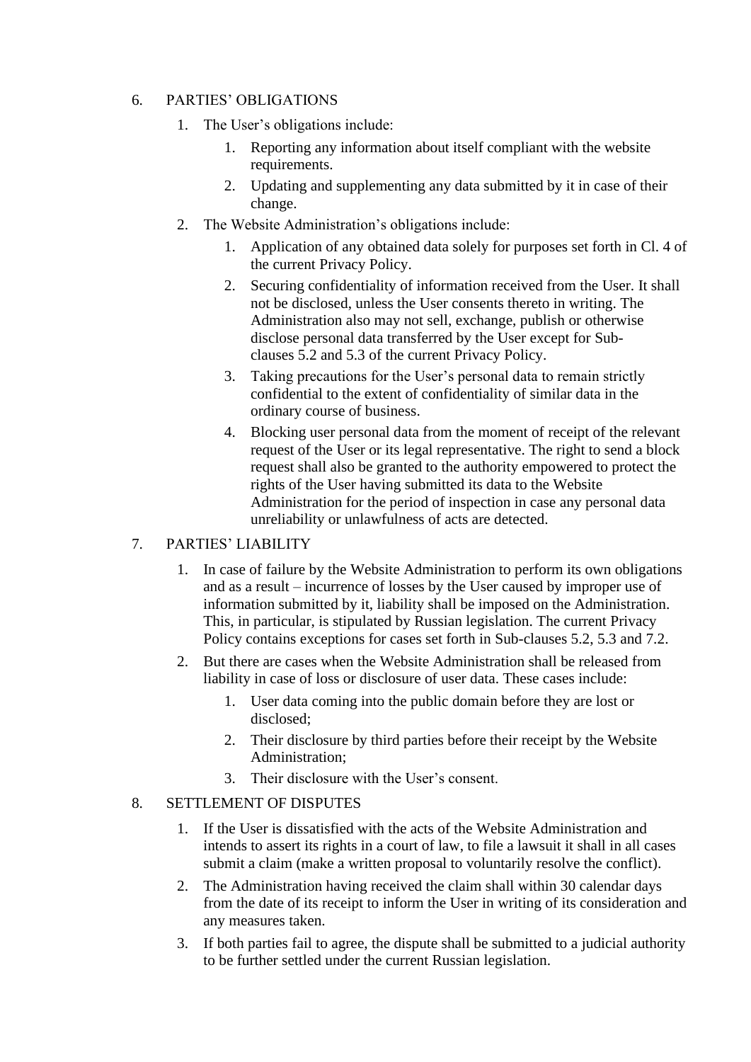6. PARTIES' OBLIGATIONS
    1. The User's obligations include:
        1. Reporting any information about itself compliant with the website requirements.
        2. Updating and supplementing any data submitted by it in case of their change.
    2. The Website Administration's obligations include:
        1. Application of any obtained data solely for purposes set forth in Cl. 4 of the current Privacy Policy.
        2. Securing confidentiality of information received from the User. It shall not be disclosed, unless the User consents thereto in writing. The Administration also may not sell, exchange, publish or otherwise disclose personal data transferred by the User except for Sub-clauses 5.2 and 5.3 of the current Privacy Policy.
        3. Taking precautions for the User's personal data to remain strictly confidential to the extent of confidentiality of similar data in the ordinary course of business.
        4. Blocking user personal data from the moment of receipt of the relevant request of the User or its legal representative. The right to send a block request shall also be granted to the authority empowered to protect the rights of the User having submitted its data to the Website Administration for the period of inspection in case any personal data unreliability or unlawfulness of acts are detected.

7. PARTIES' LIABILITY
    1. In case of failure by the Website Administration to perform its own obligations and as a result – incurrence of losses by the User caused by improper use of information submitted by it, liability shall be imposed on the Administration. This, in particular, is stipulated by Russian legislation. The current Privacy Policy contains exceptions for cases set forth in Sub-clauses 5.2, 5.3 and 7.2.
    2. But there are cases when the Website Administration shall be released from liability in case of loss or disclosure of user data. These cases include:
        1. User data coming into the public domain before they are lost or disclosed;
        2. Their disclosure by third parties before their receipt by the Website Administration;
        3. Their disclosure with the User's consent.

8. SETTLEMENT OF DISPUTES
    1. If the User is dissatisfied with the acts of the Website Administration and intends to assert its rights in a court of law, to file a lawsuit it shall in all cases submit a claim (make a written proposal to voluntarily resolve the conflict).
    2. The Administration having received the claim shall within 30 calendar days from the date of its receipt to inform the User in writing of its consideration and any measures taken.
    3. If both parties fail to agree, the dispute shall be submitted to a judicial authority to be further settled under the current Russian legislation.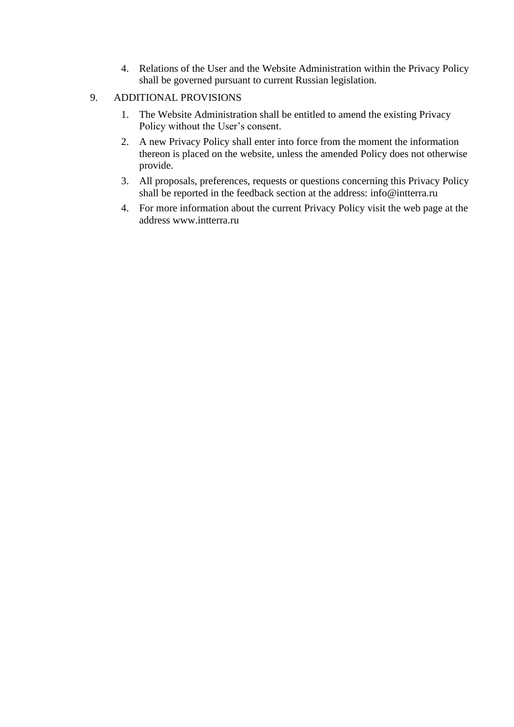4. Relations of the User and the Website Administration within the Privacy Policy shall be governed pursuant to current Russian legislation.

9. ADDITIONAL PROVISIONS

   1. The Website Administration shall be entitled to amend the existing Privacy Policy without the User's consent.
   2. A new Privacy Policy shall enter into force from the moment the information thereon is placed on the website, unless the amended Policy does not otherwise provide.
   3. All proposals, preferences, requests or questions concerning this Privacy Policy shall be reported in the feedback section at the address: info@intterra.ru
   4. For more information about the current Privacy Policy visit the web page at the address www.intterra.ru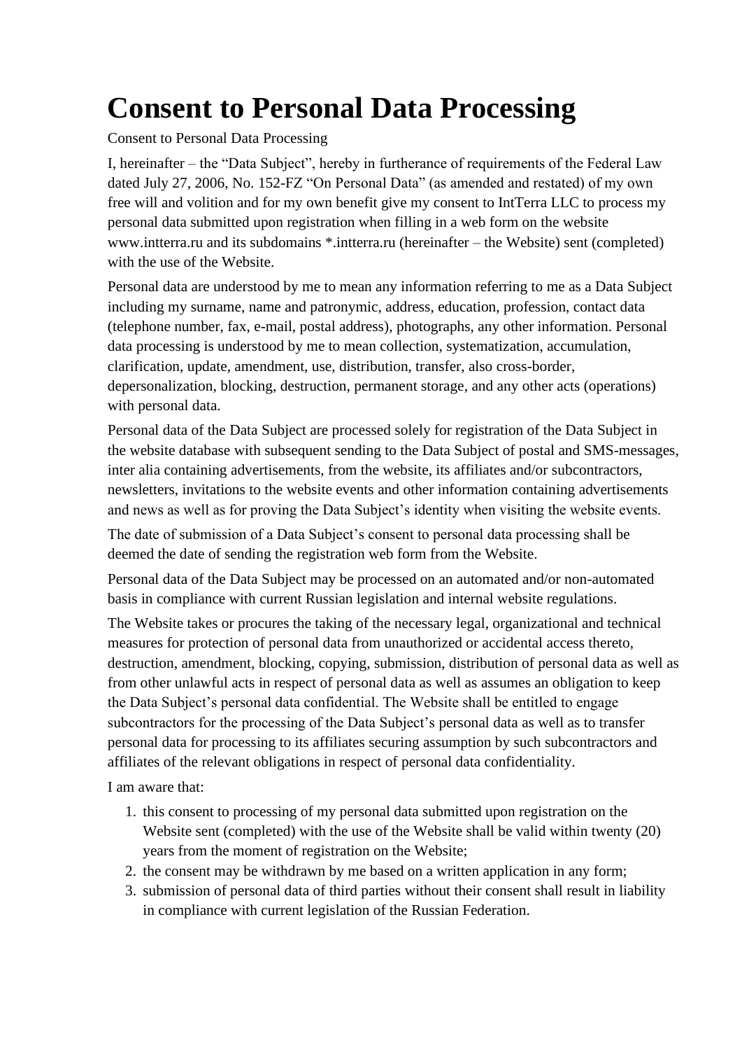# Consent to Personal Data Processing

Consent to Personal Data Processing

I, hereinafter – the "Data Subject", hereby in furtherance of requirements of the Federal Law dated July 27, 2006, No. 152-FZ "On Personal Data" (as amended and restated) of my own free will and volition and for my own benefit give my consent to IntTerra LLC to process my personal data submitted upon registration when filling in a web form on the website www.intterra.ru and its subdomains *.intterra.ru (hereinafter – the Website) sent (completed) with the use of the Website.

Personal data are understood by me to mean any information referring to me as a Data Subject including my surname, name and patronymic, address, education, profession, contact data (telephone number, fax, e-mail, postal address), photographs, any other information. Personal data processing is understood by me to mean collection, systematization, accumulation, clarification, update, amendment, use, distribution, transfer, also cross-border, depersonalization, blocking, destruction, permanent storage, and any other acts (operations) with personal data.

Personal data of the Data Subject are processed solely for registration of the Data Subject in the website database with subsequent sending to the Data Subject of postal and SMS-messages, inter alia containing advertisements, from the website, its affiliates and/or subcontractors, newsletters, invitations to the website events and other information containing advertisements and news as well as for proving the Data Subject's identity when visiting the website events.

The date of submission of a Data Subject's consent to personal data processing shall be deemed the date of sending the registration web form from the Website.

Personal data of the Data Subject may be processed on an automated and/or non-automated basis in compliance with current Russian legislation and internal website regulations.

The Website takes or procures the taking of the necessary legal, organizational and technical measures for protection of personal data from unauthorized or accidental access thereto, destruction, amendment, blocking, copying, submission, distribution of personal data as well as from other unlawful acts in respect of personal data as well as assumes an obligation to keep the Data Subject's personal data confidential. The Website shall be entitled to engage subcontractors for the processing of the Data Subject's personal data as well as to transfer personal data for processing to its affiliates securing assumption by such subcontractors and affiliates of the relevant obligations in respect of personal data confidentiality.

I am aware that:

1. this consent to processing of my personal data submitted upon registration on the Website sent (completed) with the use of the Website shall be valid within twenty (20) years from the moment of registration on the Website;
2. the consent may be withdrawn by me based on a written application in any form;
3. submission of personal data of third parties without their consent shall result in liability in compliance with current legislation of the Russian Federation.